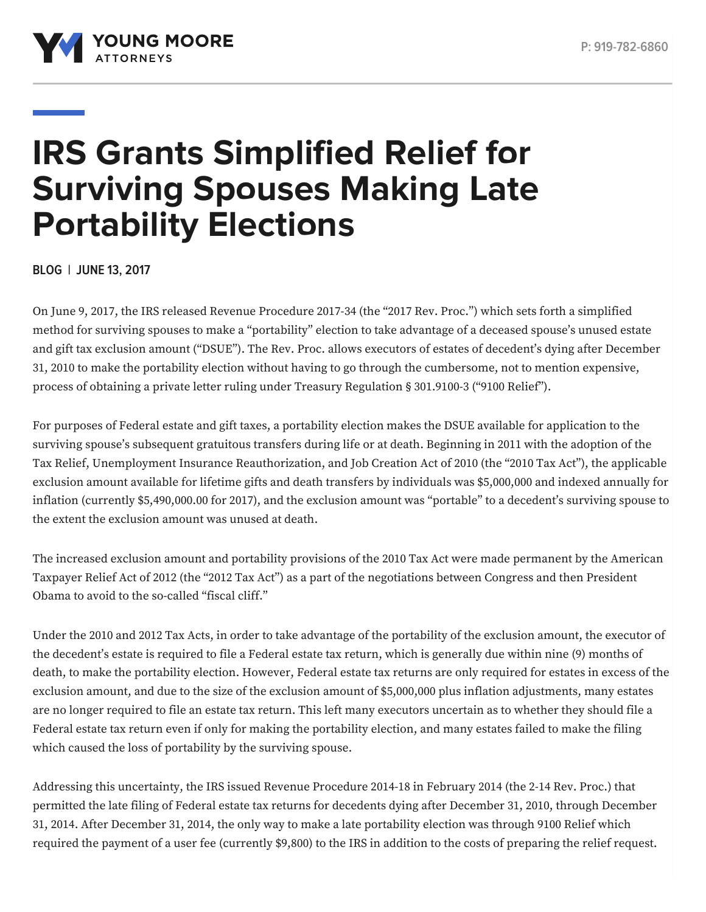# IRS Grants Simplified Relief for Surviving Spouses Making Late Portability Elections

**BLOG | JUNE 13, 2017**

On June 9, 2017, the IRS released Revenue Procedure 2017-34 (the "2017 Rev. Proc.") which sets forth a simplified method for surviving spouses to make a "portability" election to take advantage of a deceased spouse's unused estate and gift tax exclusion amount ("DSUE"). The Rev. Proc. allows executors of estates of decedent's dying after December 31, 2010 to make the portability election without having to go through the cumbersome, not to mention expensive, process of obtaining a private letter ruling under Treasury Regulation § 301.9100-3 ("9100 Relief").

For purposes of Federal estate and gift taxes, a portability election makes the DSUE available for application to the surviving spouse's subsequent gratuitous transfers during life or at death. Beginning in 2011 with the adoption of the Tax Relief, Unemployment Insurance Reauthorization, and Job Creation Act of 2010 (the "2010 Tax Act"), the applicable exclusion amount available for lifetime gifts and death transfers by individuals was $5,000,000 and indexed annually for inflation (currently $5,490,000.00 for 2017), and the exclusion amount was "portable" to a decedent's surviving spouse to the extent the exclusion amount was unused at death.

The increased exclusion amount and portability provisions of the 2010 Tax Act were made permanent by the American Taxpayer Relief Act of 2012 (the "2012 Tax Act") as a part of the negotiations between Congress and then President Obama to avoid to the so-called "fiscal cliff."

Under the 2010 and 2012 Tax Acts, in order to take advantage of the portability of the exclusion amount, the executor of the decedent's estate is required to file a Federal estate tax return, which is generally due within nine (9) months of death, to make the portability election. However, Federal estate tax returns are only required for estates in excess of the exclusion amount, and due to the size of the exclusion amount of $5,000,000 plus inflation adjustments, many estates are no longer required to file an estate tax return. This left many executors uncertain as to whether they should file a Federal estate tax return even if only for making the portability election, and many estates failed to make the filing which caused the loss of portability by the surviving spouse.

Addressing this uncertainty, the IRS issued Revenue Procedure 2014-18 in February 2014 (the 2-14 Rev. Proc.) that permitted the late filing of Federal estate tax returns for decedents dying after December 31, 2010, through December 31, 2014. After December 31, 2014, the only way to make a late portability election was through 9100 Relief which required the payment of a user fee (currently $9,800) to the IRS in addition to the costs of preparing the relief request.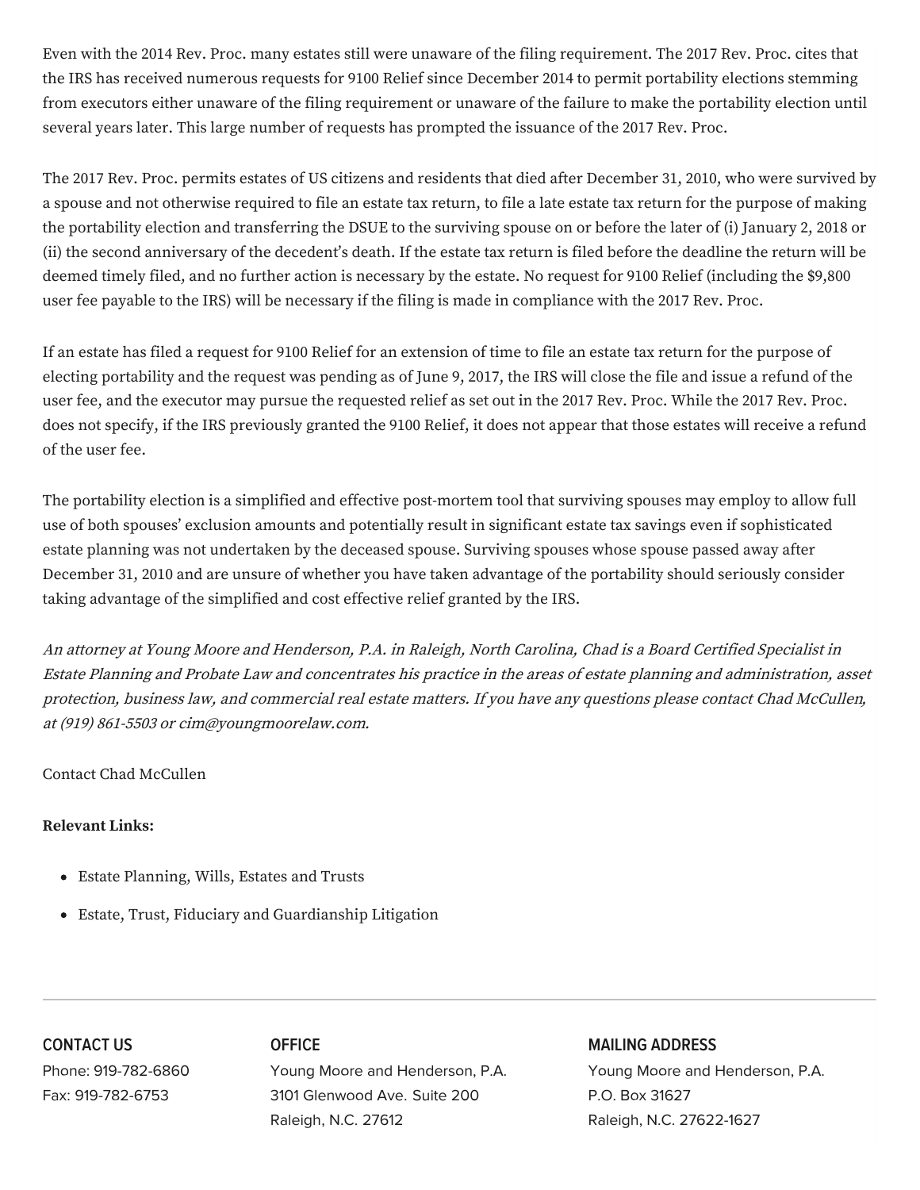Even with the 2014 Rev. Proc. many estates still were unaware of the filing requirement. The 2017 Rev. Proc. cites that the IRS has received numerous requests for 9100 Relief since December 2014 to permit portability elections stemming from executors either unaware of the filing requirement or unaware of the failure to make the portability election until several years later. This large number of requests has prompted the issuance of the 2017 Rev. Proc.

The 2017 Rev. Proc. permits estates of US citizens and residents that died after December 31, 2010, who were survived by a spouse and not otherwise required to file an estate tax return, to file a late estate tax return for the purpose of making the portability election and transferring the DSUE to the surviving spouse on or before the later of (i) January 2, 2018 or (ii) the second anniversary of the decedent's death. If the estate tax return is filed before the deadline the return will be deemed timely filed, and no further action is necessary by the estate. No request for 9100 Relief (including the $9,800 user fee payable to the IRS) will be necessary if the filing is made in compliance with the 2017 Rev. Proc.

If an estate has filed a request for 9100 Relief for an extension of time to file an estate tax return for the purpose of electing portability and the request was pending as of June 9, 2017, the IRS will close the file and issue a refund of the user fee, and the executor may pursue the requested relief as set out in the 2017 Rev. Proc. While the 2017 Rev. Proc. does not specify, if the IRS previously granted the 9100 Relief, it does not appear that those estates will receive a refund of the user fee.

The portability election is a simplified and effective post-mortem tool that surviving spouses may employ to allow full use of both spouses' exclusion amounts and potentially result in significant estate tax savings even if sophisticated estate planning was not undertaken by the deceased spouse. Surviving spouses whose spouse passed away after December 31, 2010 and are unsure of whether you have taken advantage of the portability should seriously consider taking advantage of the simplified and cost effective relief granted by the IRS.

*An attorney at Young Moore and Henderson, P.A. in Raleigh, North Carolina, Chad is a Board Certified Specialist in Estate Planning and Probate Law and concentrates his practice in the areas of estate planning and administration, asset protection, business law, and commercial real estate matters. If you have any questions please contact Chad McCullen, at (919) 861-5503 or cim@youngmoorelaw.com.*

Contact Chad McCullen

**Relevant Links:**

- Estate Planning, Wills, Estates and Trusts
- Estate, Trust, Fiduciary and Guardianship Litigation

**CONTACT US**

Phone: 919-782-6860
Fax: 919-782-6753

**OFFICE**

Young Moore and Henderson, P.A.
3101 Glenwood Ave. Suite 200
Raleigh, N.C. 27612

**MAILING ADDRESS**

Young Moore and Henderson, P.A.
P.O. Box 31627
Raleigh, N.C. 27622-1627